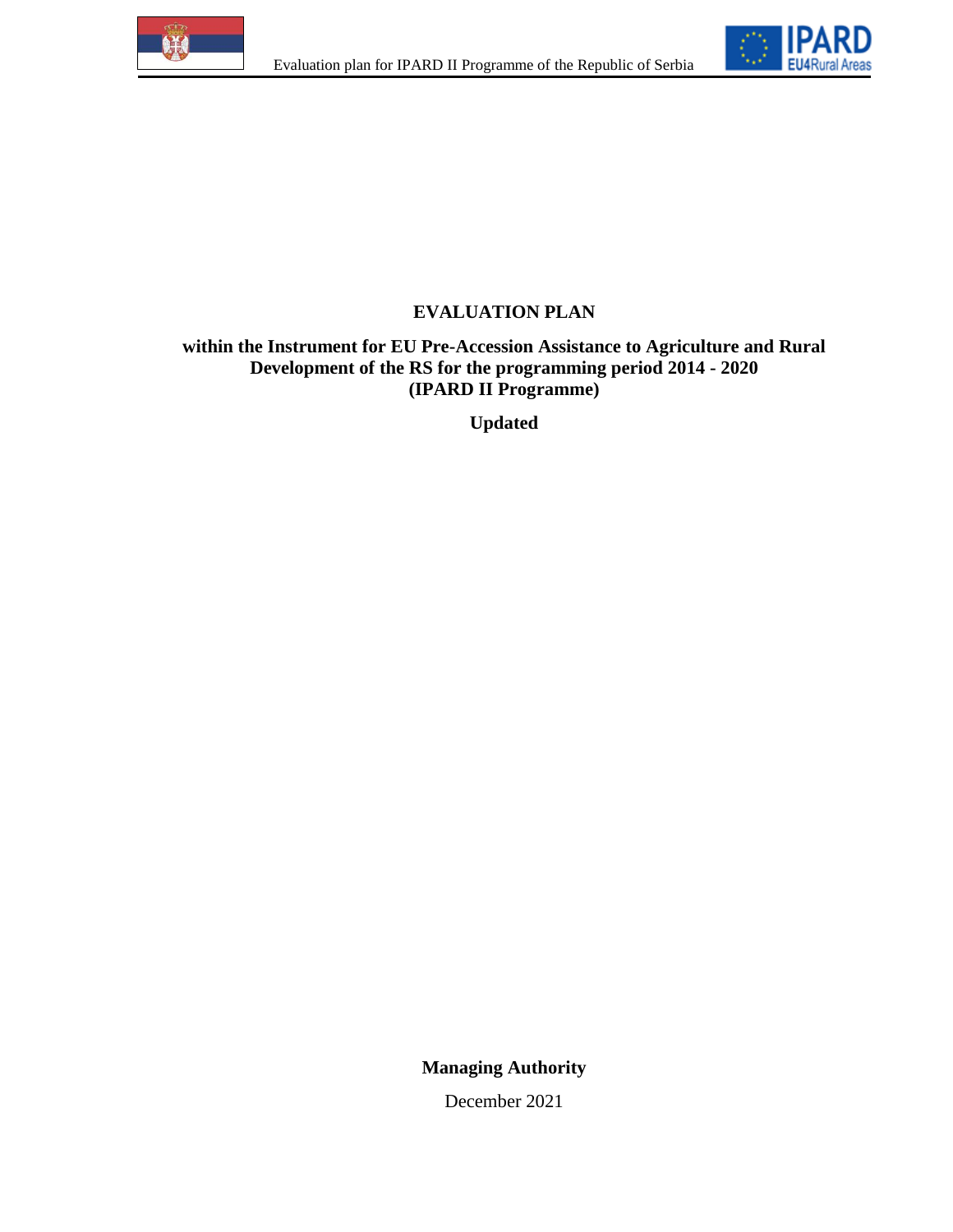# EVALUATION PLAN

**within the Instrument for EU Pre-Accession Assistance to Agriculture and Rural Development of the RS for the programming period 2014 - 2020 (IPARD II Programme)**

**Updated**

**Managing Authority**

December 2021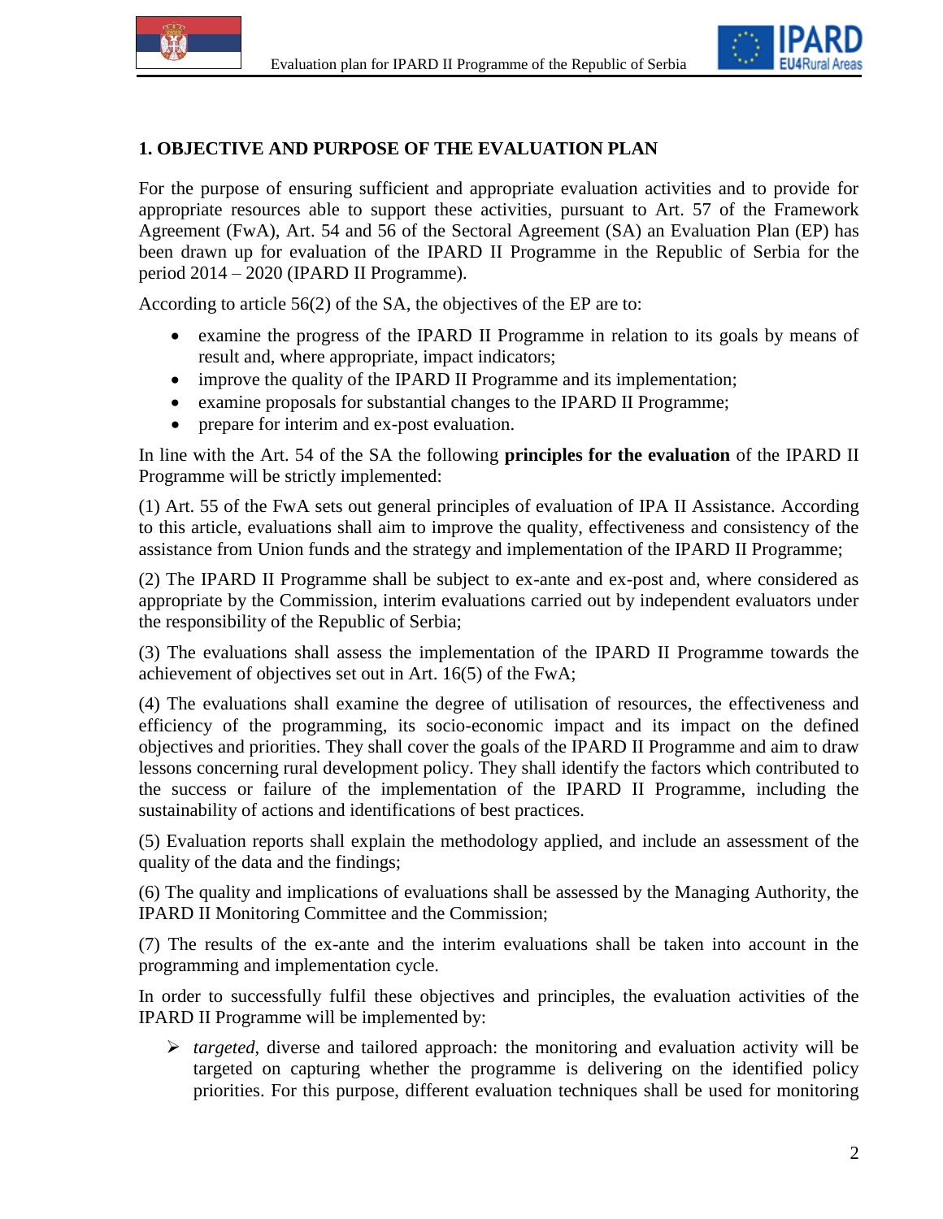## 1. OBJECTIVE AND PURPOSE OF THE EVALUATION PLAN

For the purpose of ensuring sufficient and appropriate evaluation activities and to provide for appropriate resources able to support these activities, pursuant to Art. 57 of the Framework Agreement (FwA), Art. 54 and 56 of the Sectoral Agreement (SA) an Evaluation Plan (EP) has been drawn up for evaluation of the IPARD II Programme in the Republic of Serbia for the period 2014 – 2020 (IPARD II Programme).

According to article 56(2) of the SA, the objectives of the EP are to:

- examine the progress of the IPARD II Programme in relation to its goals by means of result and, where appropriate, impact indicators;
- improve the quality of the IPARD II Programme and its implementation;
- examine proposals for substantial changes to the IPARD II Programme;
- prepare for interim and ex-post evaluation.

In line with the Art. 54 of the SA the following **principles for the evaluation** of the IPARD II Programme will be strictly implemented:

(1) Art. 55 of the FwA sets out general principles of evaluation of IPA II Assistance. According to this article, evaluations shall aim to improve the quality, effectiveness and consistency of the assistance from Union funds and the strategy and implementation of the IPARD II Programme;

(2) The IPARD II Programme shall be subject to ex-ante and ex-post and, where considered as appropriate by the Commission, interim evaluations carried out by independent evaluators under the responsibility of the Republic of Serbia;

(3) The evaluations shall assess the implementation of the IPARD II Programme towards the achievement of objectives set out in Art. 16(5) of the FwA;

(4) The evaluations shall examine the degree of utilisation of resources, the effectiveness and efficiency of the programming, its socio-economic impact and its impact on the defined objectives and priorities. They shall cover the goals of the IPARD II Programme and aim to draw lessons concerning rural development policy. They shall identify the factors which contributed to the success or failure of the implementation of the IPARD II Programme, including the sustainability of actions and identifications of best practices.

(5) Evaluation reports shall explain the methodology applied, and include an assessment of the quality of the data and the findings;

(6) The quality and implications of evaluations shall be assessed by the Managing Authority, the IPARD II Monitoring Committee and the Commission;

(7) The results of the ex-ante and the interim evaluations shall be taken into account in the programming and implementation cycle.

In order to successfully fulfil these objectives and principles, the evaluation activities of the IPARD II Programme will be implemented by:

- *targeted*, diverse and tailored approach: the monitoring and evaluation activity will be targeted on capturing whether the programme is delivering on the identified policy priorities. For this purpose, different evaluation techniques shall be used for monitoring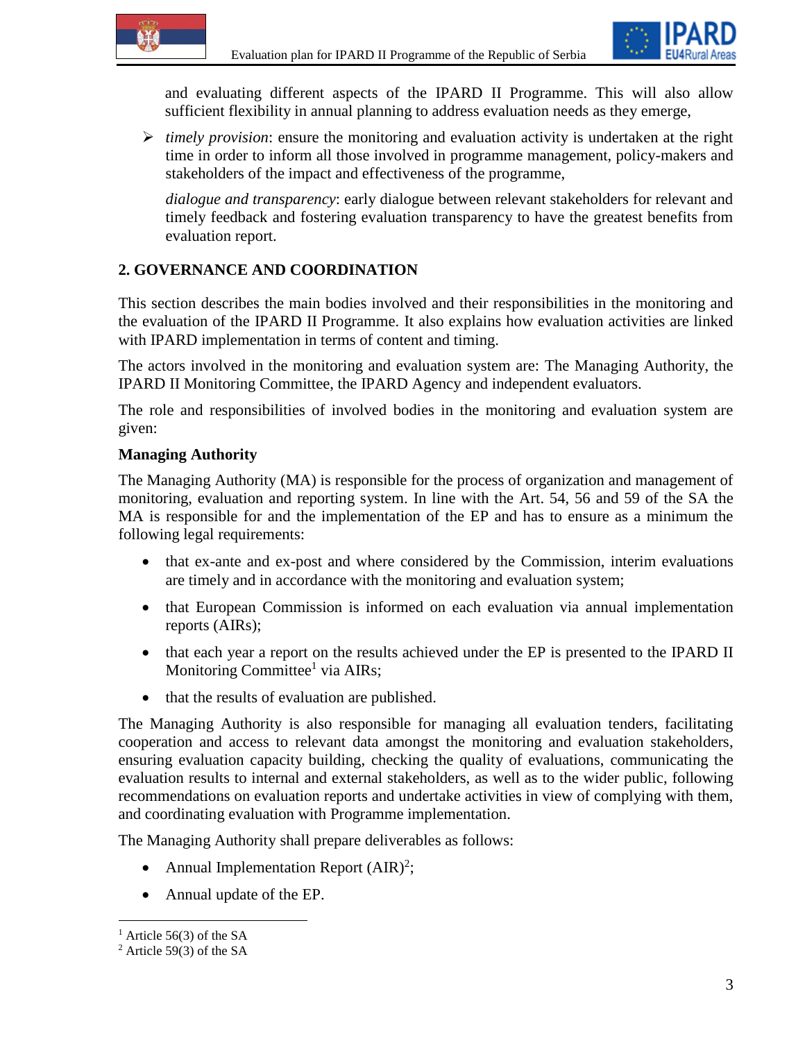and evaluating different aspects of the IPARD II Programme. This will also allow sufficient flexibility in annual planning to address evaluation needs as they emerge,

- *timely provision*: ensure the monitoring and evaluation activity is undertaken at the right time in order to inform all those involved in programme management, policy-makers and stakeholders of the impact and effectiveness of the programme,

  *dialogue and transparency*: early dialogue between relevant stakeholders for relevant and timely feedback and fostering evaluation transparency to have the greatest benefits from evaluation report.

## 2. GOVERNANCE AND COORDINATION

This section describes the main bodies involved and their responsibilities in the monitoring and the evaluation of the IPARD II Programme. It also explains how evaluation activities are linked with IPARD implementation in terms of content and timing.

The actors involved in the monitoring and evaluation system are: The Managing Authority, the IPARD II Monitoring Committee, the IPARD Agency and independent evaluators.

The role and responsibilities of involved bodies in the monitoring and evaluation system are given:

**Managing Authority**

The Managing Authority (MA) is responsible for the process of organization and management of monitoring, evaluation and reporting system. In line with the Art. 54, 56 and 59 of the SA the MA is responsible for and the implementation of the EP and has to ensure as a minimum the following legal requirements:

- that ex-ante and ex-post and where considered by the Commission, interim evaluations are timely and in accordance with the monitoring and evaluation system;
- that European Commission is informed on each evaluation via annual implementation reports (AIRs);
- that each year a report on the results achieved under the EP is presented to the IPARD II Monitoring Committee[1] via AIRs;
- that the results of evaluation are published.

The Managing Authority is also responsible for managing all evaluation tenders, facilitating cooperation and access to relevant data amongst the monitoring and evaluation stakeholders, ensuring evaluation capacity building, checking the quality of evaluations, communicating the evaluation results to internal and external stakeholders, as well as to the wider public, following recommendations on evaluation reports and undertake activities in view of complying with them, and coordinating evaluation with Programme implementation.

The Managing Authority shall prepare deliverables as follows:

- Annual Implementation Report (AIR)[2];
- Annual update of the EP.

[1] Article 56(3) of the SA

[2] Article 59(3) of the SA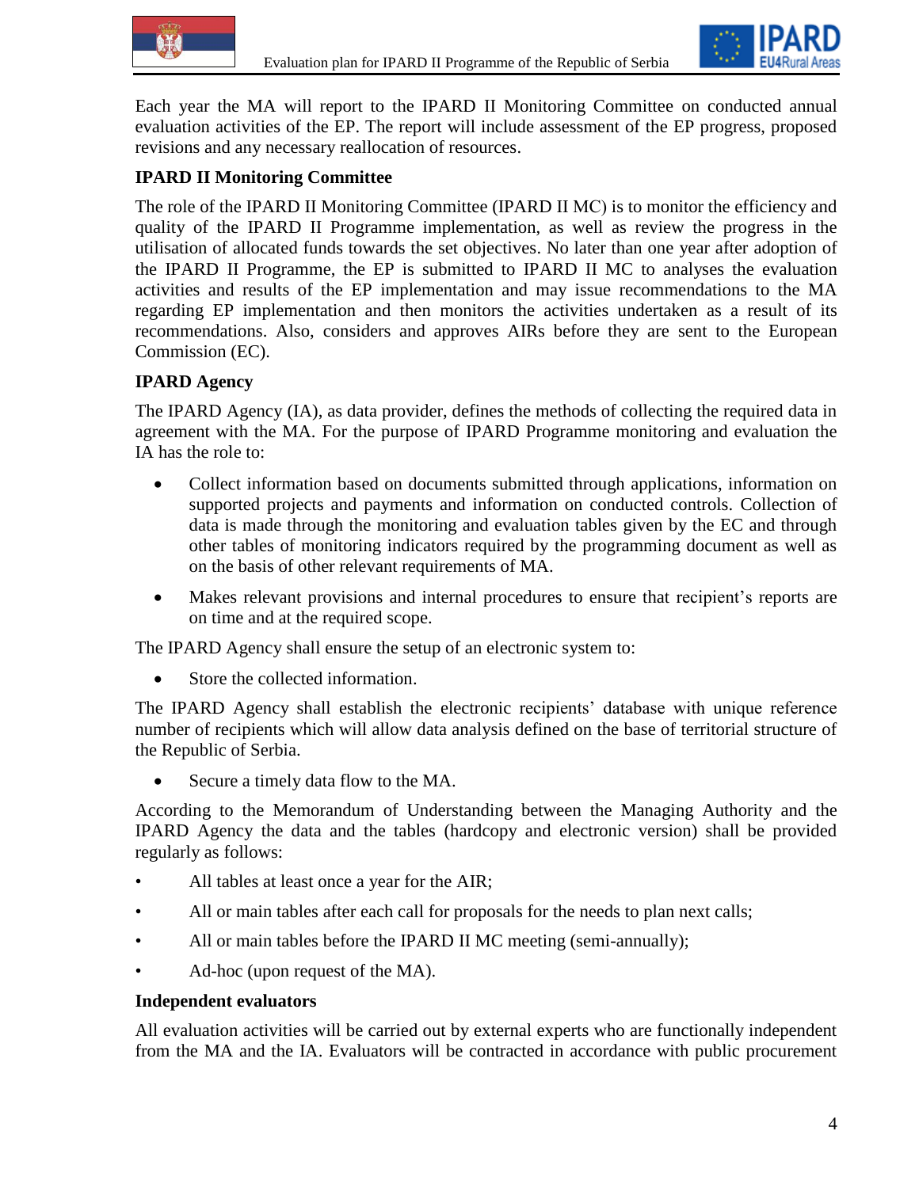Each year the MA will report to the IPARD II Monitoring Committee on conducted annual evaluation activities of the EP. The report will include assessment of the EP progress, proposed revisions and any necessary reallocation of resources.

**IPARD II Monitoring Committee**

The role of the IPARD II Monitoring Committee (IPARD II MC) is to monitor the efficiency and quality of the IPARD II Programme implementation, as well as review the progress in the utilisation of allocated funds towards the set objectives. No later than one year after adoption of the IPARD II Programme, the EP is submitted to IPARD II MC to analyses the evaluation activities and results of the EP implementation and may issue recommendations to the MA regarding EP implementation and then monitors the activities undertaken as a result of its recommendations. Also, considers and approves AIRs before they are sent to the European Commission (EC).

**IPARD Agency**

The IPARD Agency (IA), as data provider, defines the methods of collecting the required data in agreement with the MA. For the purpose of IPARD Programme monitoring and evaluation the IA has the role to:

- Collect information based on documents submitted through applications, information on supported projects and payments and information on conducted controls. Collection of data is made through the monitoring and evaluation tables given by the EC and through other tables of monitoring indicators required by the programming document as well as on the basis of other relevant requirements of MA.
- Makes relevant provisions and internal procedures to ensure that recipient's reports are on time and at the required scope.

The IPARD Agency shall ensure the setup of an electronic system to:

- Store the collected information.

The IPARD Agency shall establish the electronic recipients' database with unique reference number of recipients which will allow data analysis defined on the base of territorial structure of the Republic of Serbia.

- Secure a timely data flow to the MA.

According to the Memorandum of Understanding between the Managing Authority and the IPARD Agency the data and the tables (hardcopy and electronic version) shall be provided regularly as follows:

- All tables at least once a year for the AIR;
- All or main tables after each call for proposals for the needs to plan next calls;
- All or main tables before the IPARD II MC meeting (semi-annually);
- Ad-hoc (upon request of the MA).

**Independent evaluators**

All evaluation activities will be carried out by external experts who are functionally independent from the MA and the IA. Evaluators will be contracted in accordance with public procurement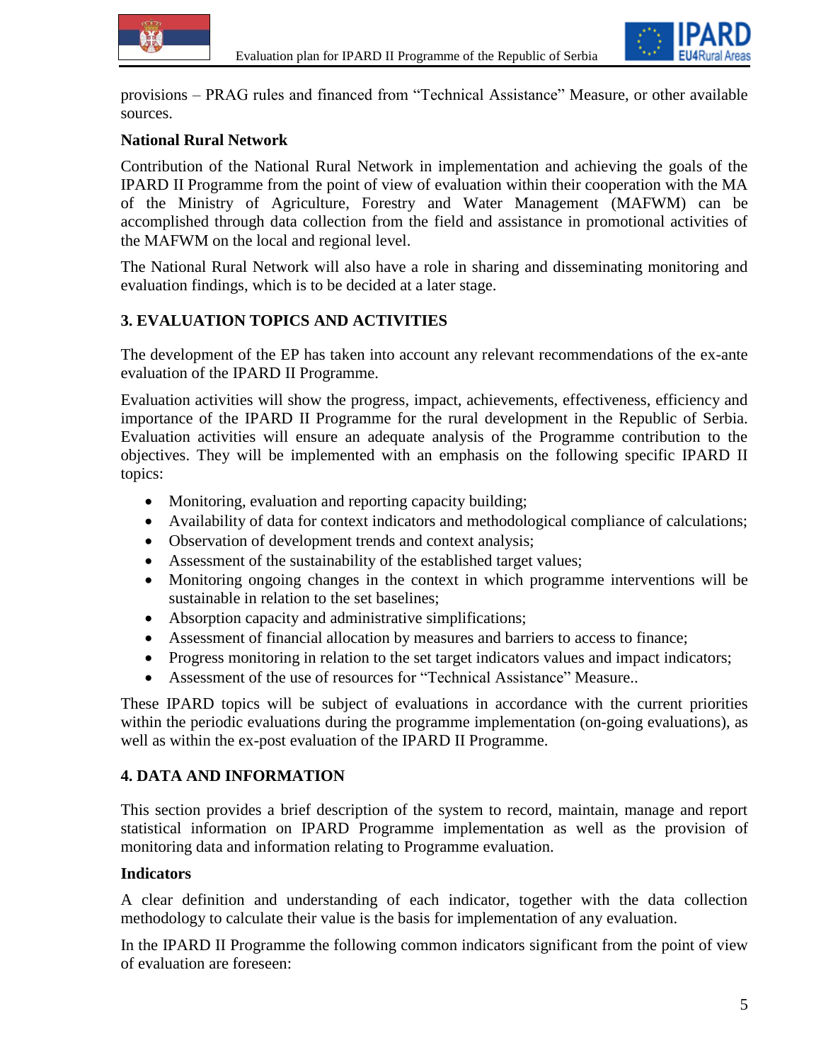provisions – PRAG rules and financed from "Technical Assistance" Measure, or other available sources.

**National Rural Network**

Contribution of the National Rural Network in implementation and achieving the goals of the IPARD II Programme from the point of view of evaluation within their cooperation with the MA of the Ministry of Agriculture, Forestry and Water Management (MAFWM) can be accomplished through data collection from the field and assistance in promotional activities of the MAFWM on the local and regional level.

The National Rural Network will also have a role in sharing and disseminating monitoring and evaluation findings, which is to be decided at a later stage.

## 3. EVALUATION TOPICS AND ACTIVITIES

The development of the EP has taken into account any relevant recommendations of the ex-ante evaluation of the IPARD II Programme.

Evaluation activities will show the progress, impact, achievements, effectiveness, efficiency and importance of the IPARD II Programme for the rural development in the Republic of Serbia. Evaluation activities will ensure an adequate analysis of the Programme contribution to the objectives. They will be implemented with an emphasis on the following specific IPARD II topics:

- Monitoring, evaluation and reporting capacity building;
- Availability of data for context indicators and methodological compliance of calculations;
- Observation of development trends and context analysis;
- Assessment of the sustainability of the established target values;
- Monitoring ongoing changes in the context in which programme interventions will be sustainable in relation to the set baselines;
- Absorption capacity and administrative simplifications;
- Assessment of financial allocation by measures and barriers to access to finance;
- Progress monitoring in relation to the set target indicators values and impact indicators;
- Assessment of the use of resources for "Technical Assistance" Measure..

These IPARD topics will be subject of evaluations in accordance with the current priorities within the periodic evaluations during the programme implementation (on-going evaluations), as well as within the ex-post evaluation of the IPARD II Programme.

## 4. DATA AND INFORMATION

This section provides a brief description of the system to record, maintain, manage and report statistical information on IPARD Programme implementation as well as the provision of monitoring data and information relating to Programme evaluation.

**Indicators**

A clear definition and understanding of each indicator, together with the data collection methodology to calculate their value is the basis for implementation of any evaluation.

In the IPARD II Programme the following common indicators significant from the point of view of evaluation are foreseen: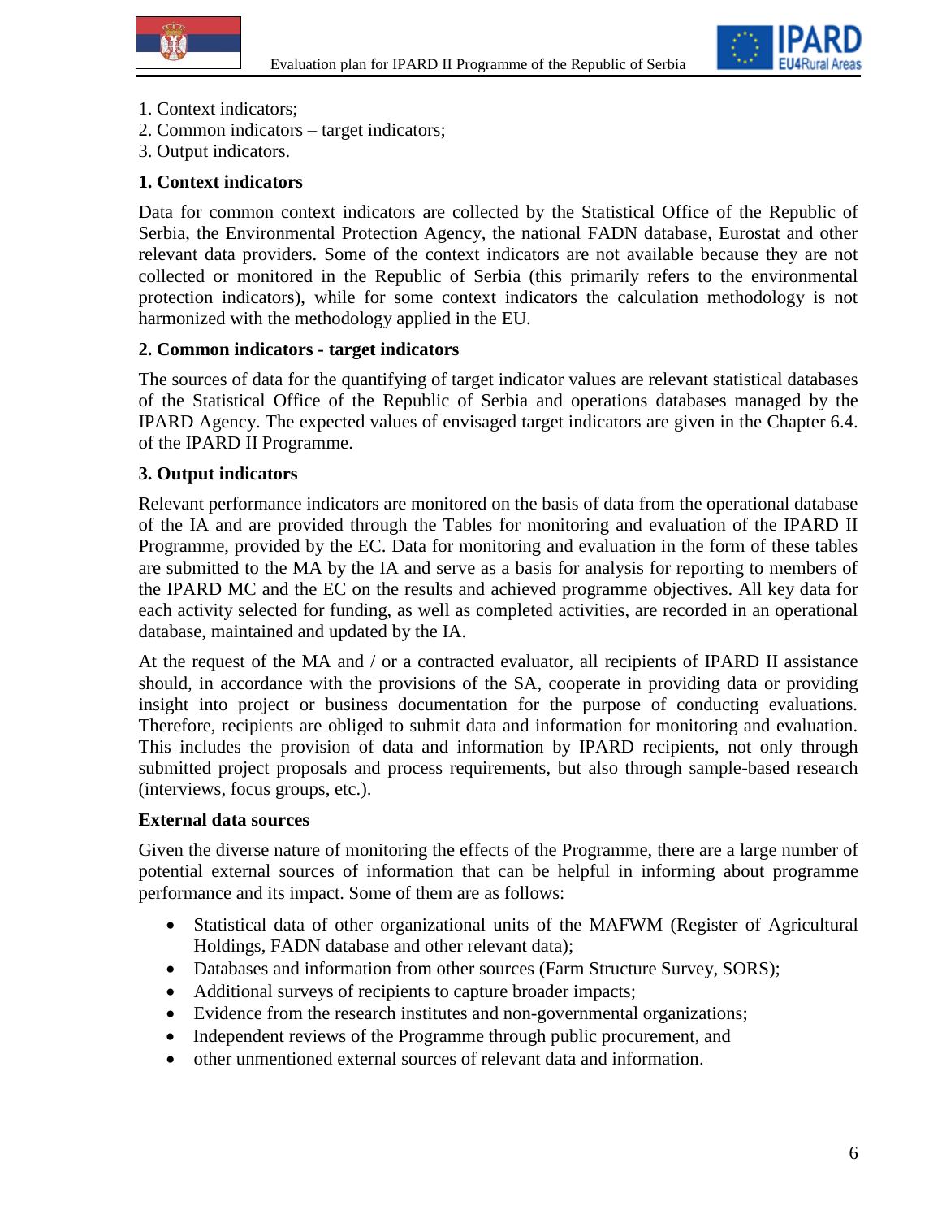1. Context indicators;
2. Common indicators – target indicators;
3. Output indicators.

**1. Context indicators**

Data for common context indicators are collected by the Statistical Office of the Republic of Serbia, the Environmental Protection Agency, the national FADN database, Eurostat and other relevant data providers. Some of the context indicators are not available because they are not collected or monitored in the Republic of Serbia (this primarily refers to the environmental protection indicators), while for some context indicators the calculation methodology is not harmonized with the methodology applied in the EU.

**2. Common indicators - target indicators**

The sources of data for the quantifying of target indicator values are relevant statistical databases of the Statistical Office of the Republic of Serbia and operations databases managed by the IPARD Agency. The expected values of envisaged target indicators are given in the Chapter 6.4. of the IPARD II Programme.

**3. Output indicators**

Relevant performance indicators are monitored on the basis of data from the operational database of the IA and are provided through the Tables for monitoring and evaluation of the IPARD II Programme, provided by the EC. Data for monitoring and evaluation in the form of these tables are submitted to the MA by the IA and serve as a basis for analysis for reporting to members of the IPARD MC and the EC on the results and achieved programme objectives. All key data for each activity selected for funding, as well as completed activities, are recorded in an operational database, maintained and updated by the IA.

At the request of the MA and / or a contracted evaluator, all recipients of IPARD II assistance should, in accordance with the provisions of the SA, cooperate in providing data or providing insight into project or business documentation for the purpose of conducting evaluations. Therefore, recipients are obliged to submit data and information for monitoring and evaluation. This includes the provision of data and information by IPARD recipients, not only through submitted project proposals and process requirements, but also through sample-based research (interviews, focus groups, etc.).

**External data sources**

Given the diverse nature of monitoring the effects of the Programme, there are a large number of potential external sources of information that can be helpful in informing about programme performance and its impact. Some of them are as follows:

- Statistical data of other organizational units of the MAFWM (Register of Agricultural Holdings, FADN database and other relevant data);
- Databases and information from other sources (Farm Structure Survey, SORS);
- Additional surveys of recipients to capture broader impacts;
- Evidence from the research institutes and non-governmental organizations;
- Independent reviews of the Programme through public procurement, and
- other unmentioned external sources of relevant data and information.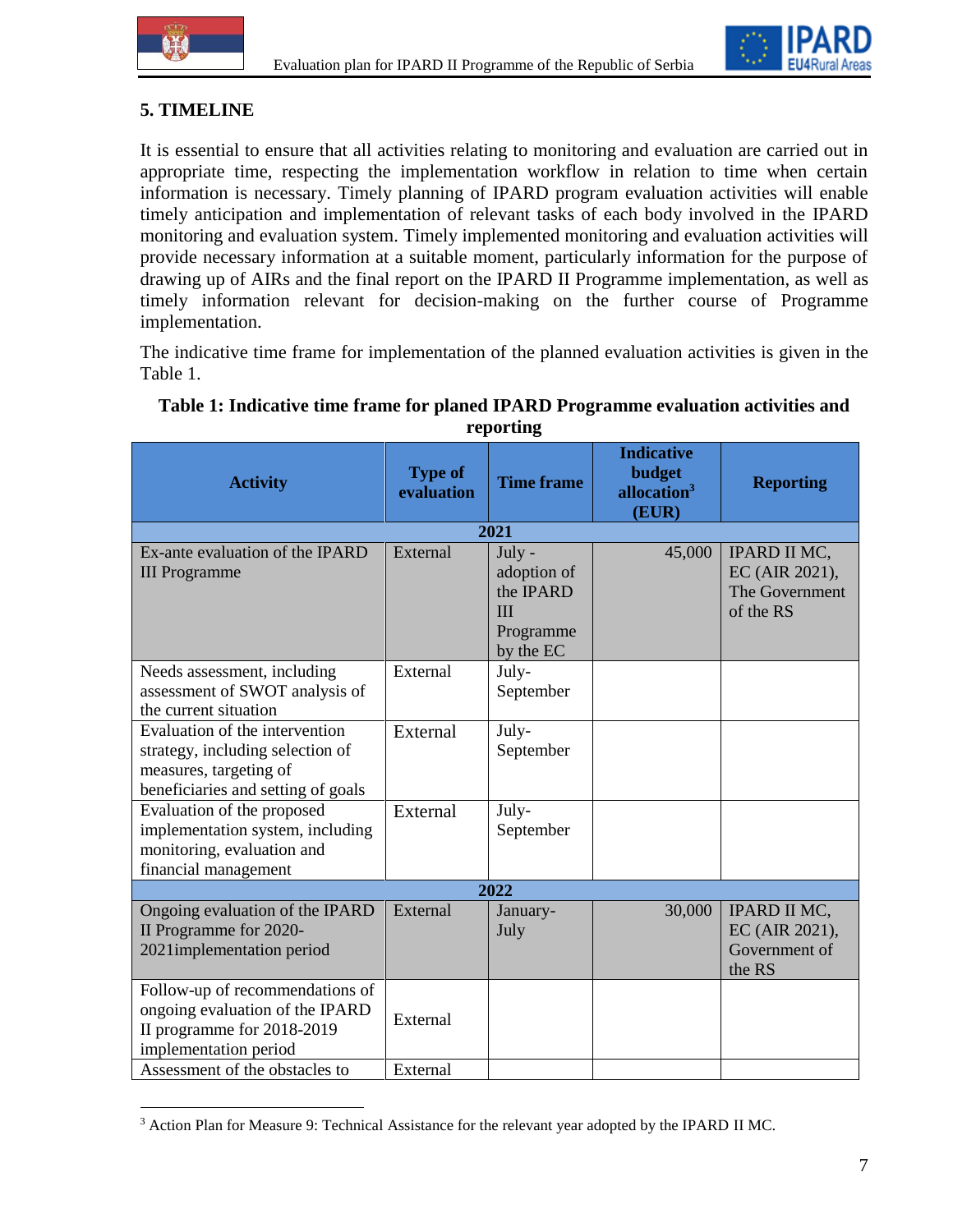## 5. TIMELINE

It is essential to ensure that all activities relating to monitoring and evaluation are carried out in appropriate time, respecting the implementation workflow in relation to time when certain information is necessary. Timely planning of IPARD program evaluation activities will enable timely anticipation and implementation of relevant tasks of each body involved in the IPARD monitoring and evaluation system. Timely implemented monitoring and evaluation activities will provide necessary information at a suitable moment, particularly information for the purpose of drawing up of AIRs and the final report on the IPARD II Programme implementation, as well as timely information relevant for decision-making on the further course of Programme implementation.

The indicative time frame for implementation of the planned evaluation activities is given in the Table 1.

**Table 1: Indicative time frame for planed IPARD Programme evaluation activities and reporting**

| Activity | Type of evaluation | Time frame | Indicative budget allocation[3] (EUR) | Reporting |
|---|---|---|---|---|
| **2021** | | | | |
| Ex-ante evaluation of the IPARD III Programme | External | July - adoption of the IPARD III Programme by the EC | 45,000 | IPARD II MC, EC (AIR 2021), The Government of the RS |
| Needs assessment, including assessment of SWOT analysis of the current situation | External | July-September | | |
| Evaluation of the intervention strategy, including selection of measures, targeting of beneficiaries and setting of goals | External | July-September | | |
| Evaluation of the proposed implementation system, including monitoring, evaluation and financial management | External | July-September | | |
| **2022** | | | | |
| Ongoing evaluation of the IPARD II Programme for 2020-2021implementation period | External | January-July | 30,000 | IPARD II MC, EC (AIR 2021), Government of the RS |
| Follow-up of recommendations of ongoing evaluation of the IPARD II programme for 2018-2019 implementation period | External | | | |
| Assessment of the obstacles to | External | | | |

[3] Action Plan for Measure 9: Technical Assistance for the relevant year adopted by the IPARD II MC.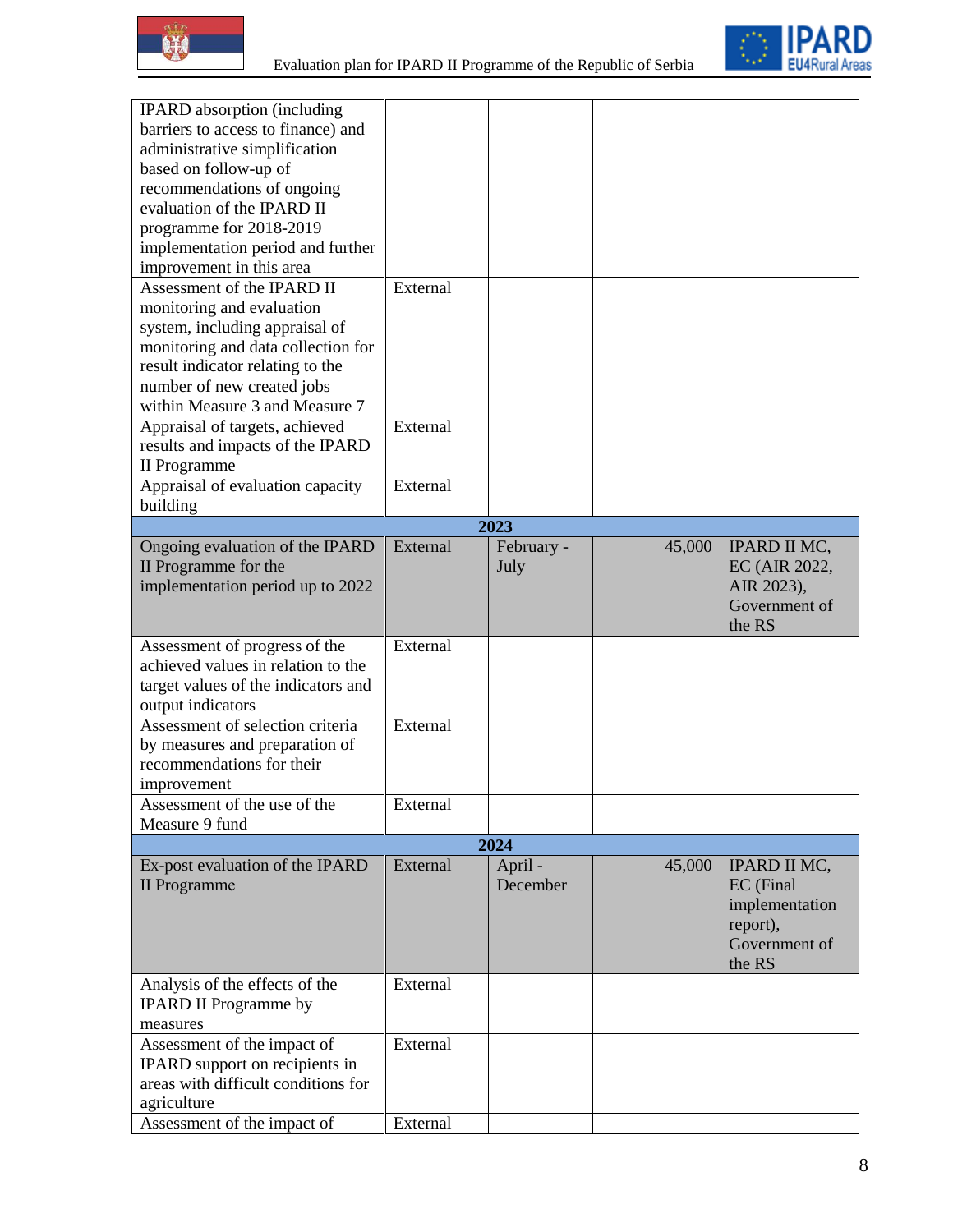| | | | | |
|---|---|---|---|---|
| IPARD absorption (including barriers to access to finance) and administrative simplification based on follow-up of recommendations of ongoing evaluation of the IPARD II programme for 2018-2019 implementation period and further improvement in this area | | | | |
| Assessment of the IPARD II monitoring and evaluation system, including appraisal of monitoring and data collection for result indicator relating to the number of new created jobs within Measure 3 and Measure 7 | External | | | |
| Appraisal of targets, achieved results and impacts of the IPARD II Programme | External | | | |
| Appraisal of evaluation capacity building | External | | | |
| **2023** | | | | |
| Ongoing evaluation of the IPARD II Programme for the implementation period up to 2022 | External | February - July | 45,000 | IPARD II MC, EC (AIR 2022, AIR 2023), Government of the RS |
| Assessment of progress of the achieved values in relation to the target values of the indicators and output indicators | External | | | |
| Assessment of selection criteria by measures and preparation of recommendations for their improvement | External | | | |
| Assessment of the use of the Measure 9 fund | External | | | |
| **2024** | | | | |
| Ex-post evaluation of the IPARD II Programme | External | April - December | 45,000 | IPARD II MC, EC (Final implementation report), Government of the RS |
| Analysis of the effects of the IPARD II Programme by measures | External | | | |
| Assessment of the impact of IPARD support on recipients in areas with difficult conditions for agriculture | External | | | |
| Assessment of the impact of | External | | | |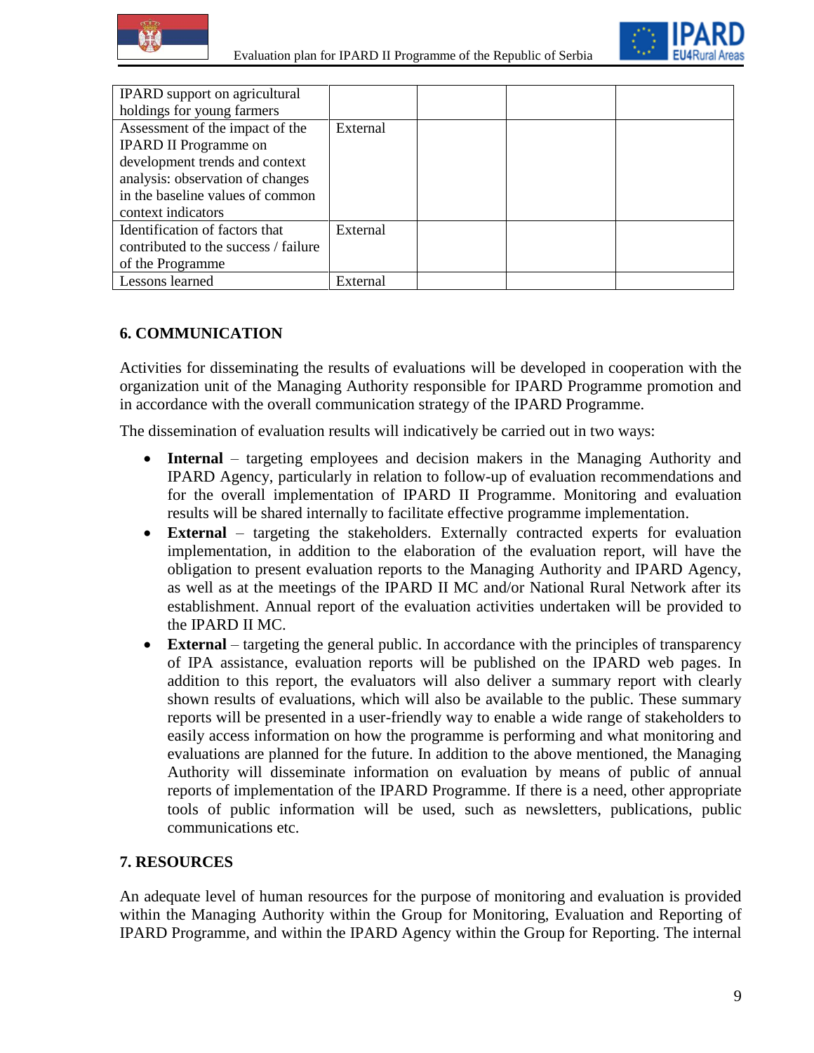| | | | | |
|---|---|---|---|---|
| IPARD support on agricultural holdings for young farmers | | | | |
| Assessment of the impact of the IPARD II Programme on development trends and context analysis: observation of changes in the baseline values of common context indicators | External | | | |
| Identification of factors that contributed to the success / failure of the Programme | External | | | |
| Lessons learned | External | | | |

## 6. COMMUNICATION

Activities for disseminating the results of evaluations will be developed in cooperation with the organization unit of the Managing Authority responsible for IPARD Programme promotion and in accordance with the overall communication strategy of the IPARD Programme.

The dissemination of evaluation results will indicatively be carried out in two ways:

- **Internal** – targeting employees and decision makers in the Managing Authority and IPARD Agency, particularly in relation to follow-up of evaluation recommendations and for the overall implementation of IPARD II Programme. Monitoring and evaluation results will be shared internally to facilitate effective programme implementation.
- **External** – targeting the stakeholders. Externally contracted experts for evaluation implementation, in addition to the elaboration of the evaluation report, will have the obligation to present evaluation reports to the Managing Authority and IPARD Agency, as well as at the meetings of the IPARD II MC and/or National Rural Network after its establishment. Annual report of the evaluation activities undertaken will be provided to the IPARD II MC.
- **External** – targeting the general public. In accordance with the principles of transparency of IPA assistance, evaluation reports will be published on the IPARD web pages. In addition to this report, the evaluators will also deliver a summary report with clearly shown results of evaluations, which will also be available to the public. These summary reports will be presented in a user-friendly way to enable a wide range of stakeholders to easily access information on how the programme is performing and what monitoring and evaluations are planned for the future. In addition to the above mentioned, the Managing Authority will disseminate information on evaluation by means of public of annual reports of implementation of the IPARD Programme. If there is a need, other appropriate tools of public information will be used, such as newsletters, publications, public communications etc.

## 7. RESOURCES

An adequate level of human resources for the purpose of monitoring and evaluation is provided within the Managing Authority within the Group for Monitoring, Evaluation and Reporting of IPARD Programme, and within the IPARD Agency within the Group for Reporting. The internal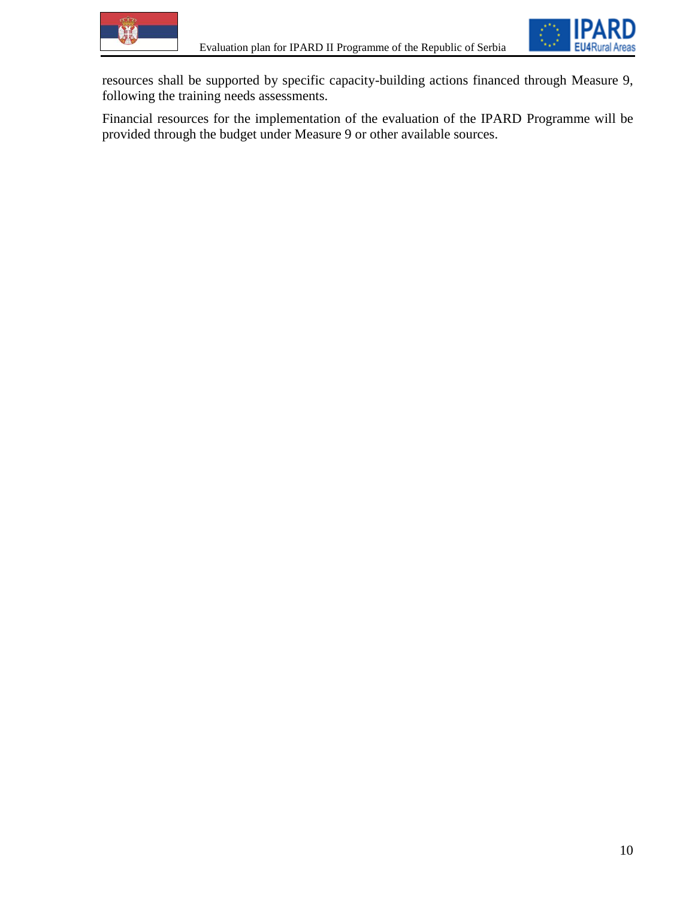resources shall be supported by specific capacity-building actions financed through Measure 9, following the training needs assessments.

Financial resources for the implementation of the evaluation of the IPARD Programme will be provided through the budget under Measure 9 or other available sources.